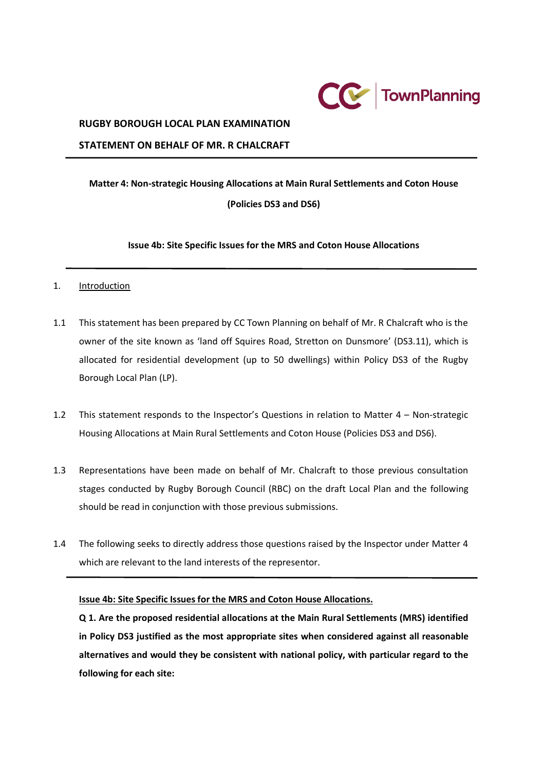**RUGBY BOROUGH LOCAL PLAN EXAMINATION**

**STATEMENT ON BEHALF OF MR. R CHALCRAFT**

---

**Matter 4: Non-strategic Housing Allocations at Main Rural Settlements and Coton House (Policies DS3 and DS6)**

**Issue 4b: Site Specific Issues for the MRS and Coton House Allocations**

---

## 1. Introduction

1.1 This statement has been prepared by CC Town Planning on behalf of Mr. R Chalcraft who is the owner of the site known as 'land off Squires Road, Stretton on Dunsmore' (DS3.11), which is allocated for residential development (up to 50 dwellings) within Policy DS3 of the Rugby Borough Local Plan (LP).

1.2 This statement responds to the Inspector's Questions in relation to Matter 4 – Non-strategic Housing Allocations at Main Rural Settlements and Coton House (Policies DS3 and DS6).

1.3 Representations have been made on behalf of Mr. Chalcraft to those previous consultation stages conducted by Rugby Borough Council (RBC) on the draft Local Plan and the following should be read in conjunction with those previous submissions.

1.4 The following seeks to directly address those questions raised by the Inspector under Matter 4 which are relevant to the land interests of the representor.

---

**Issue 4b: Site Specific Issues for the MRS and Coton House Allocations.**

**Q 1. Are the proposed residential allocations at the Main Rural Settlements (MRS) identified in Policy DS3 justified as the most appropriate sites when considered against all reasonable alternatives and would they be consistent with national policy, with particular regard to the following for each site:**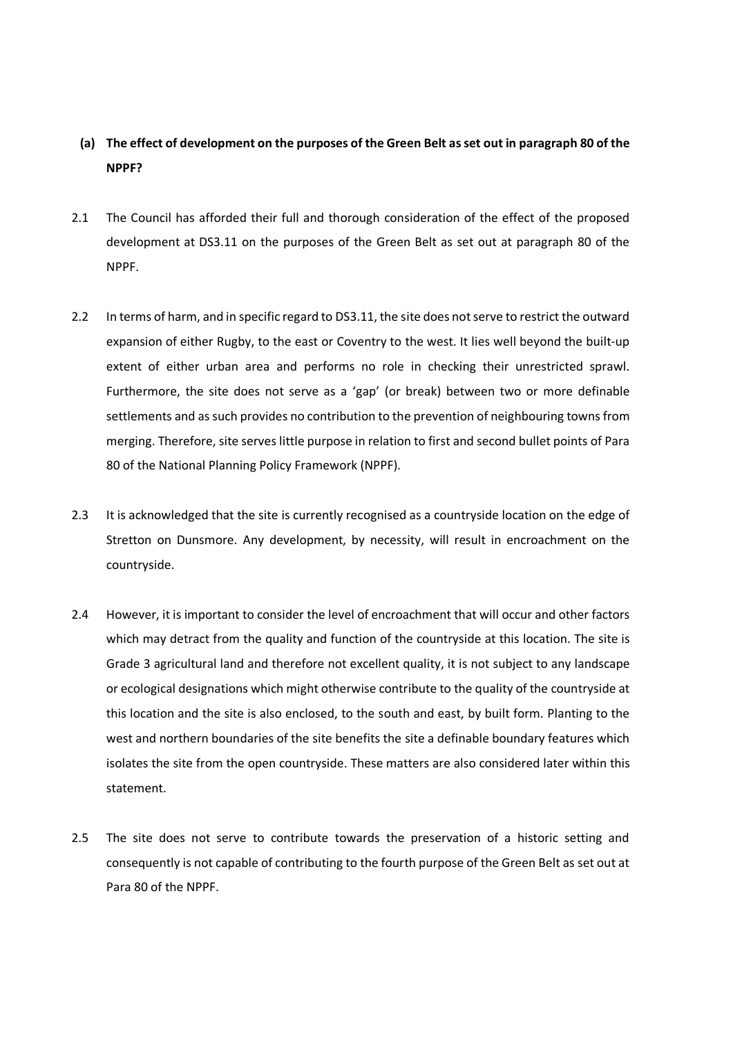**(a) The effect of development on the purposes of the Green Belt as set out in paragraph 80 of the NPPF?**

2.1 The Council has afforded their full and thorough consideration of the effect of the proposed development at DS3.11 on the purposes of the Green Belt as set out at paragraph 80 of the NPPF.

2.2 In terms of harm, and in specific regard to DS3.11, the site does not serve to restrict the outward expansion of either Rugby, to the east or Coventry to the west. It lies well beyond the built-up extent of either urban area and performs no role in checking their unrestricted sprawl. Furthermore, the site does not serve as a 'gap' (or break) between two or more definable settlements and as such provides no contribution to the prevention of neighbouring towns from merging. Therefore, site serves little purpose in relation to first and second bullet points of Para 80 of the National Planning Policy Framework (NPPF).

2.3 It is acknowledged that the site is currently recognised as a countryside location on the edge of Stretton on Dunsmore. Any development, by necessity, will result in encroachment on the countryside.

2.4 However, it is important to consider the level of encroachment that will occur and other factors which may detract from the quality and function of the countryside at this location. The site is Grade 3 agricultural land and therefore not excellent quality, it is not subject to any landscape or ecological designations which might otherwise contribute to the quality of the countryside at this location and the site is also enclosed, to the south and east, by built form. Planting to the west and northern boundaries of the site benefits the site a definable boundary features which isolates the site from the open countryside. These matters are also considered later within this statement.

2.5 The site does not serve to contribute towards the preservation of a historic setting and consequently is not capable of contributing to the fourth purpose of the Green Belt as set out at Para 80 of the NPPF.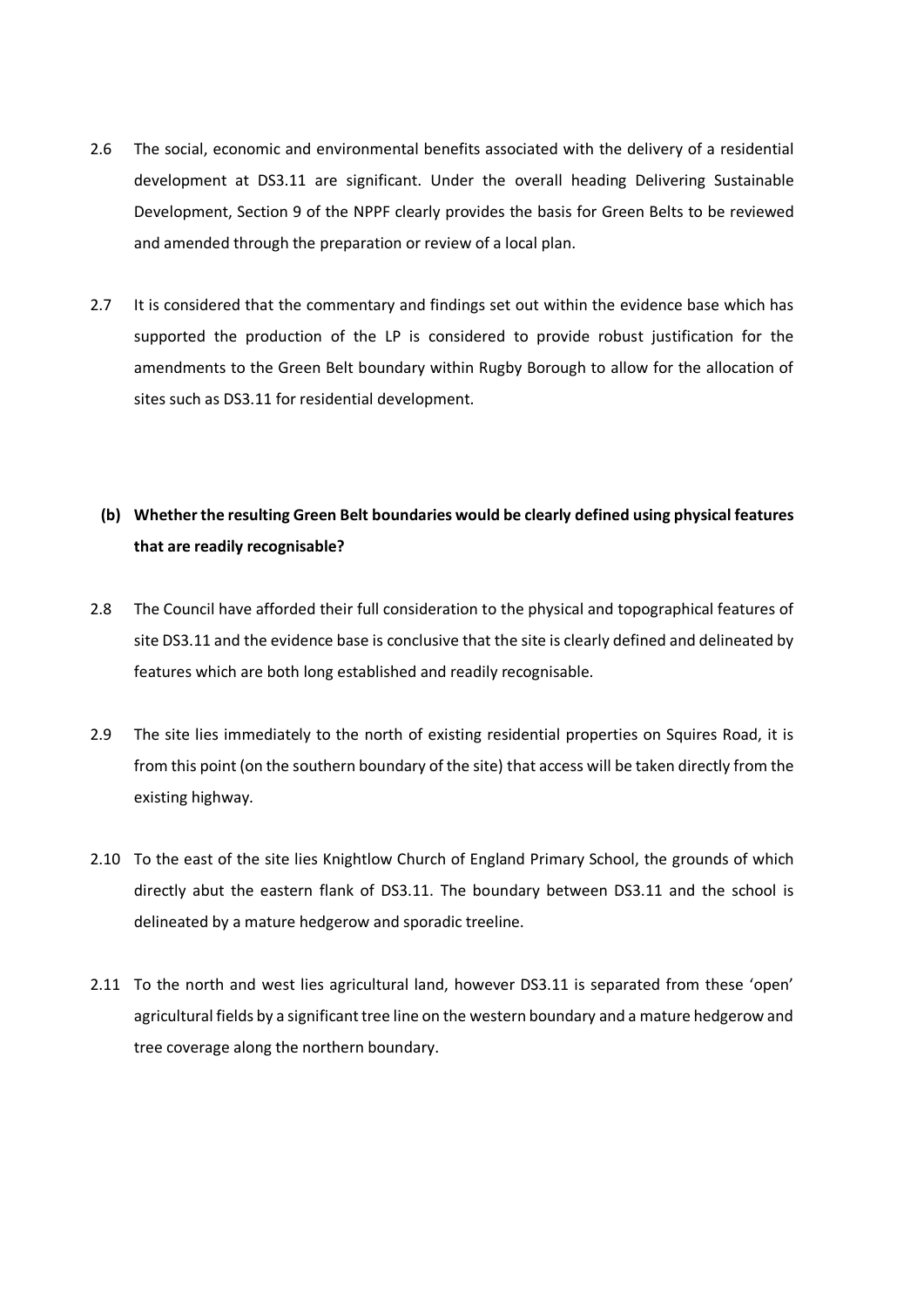2.6 The social, economic and environmental benefits associated with the delivery of a residential development at DS3.11 are significant. Under the overall heading Delivering Sustainable Development, Section 9 of the NPPF clearly provides the basis for Green Belts to be reviewed and amended through the preparation or review of a local plan.

2.7 It is considered that the commentary and findings set out within the evidence base which has supported the production of the LP is considered to provide robust justification for the amendments to the Green Belt boundary within Rugby Borough to allow for the allocation of sites such as DS3.11 for residential development.

**(b) Whether the resulting Green Belt boundaries would be clearly defined using physical features that are readily recognisable?**

2.8 The Council have afforded their full consideration to the physical and topographical features of site DS3.11 and the evidence base is conclusive that the site is clearly defined and delineated by features which are both long established and readily recognisable.

2.9 The site lies immediately to the north of existing residential properties on Squires Road, it is from this point (on the southern boundary of the site) that access will be taken directly from the existing highway.

2.10 To the east of the site lies Knightlow Church of England Primary School, the grounds of which directly abut the eastern flank of DS3.11. The boundary between DS3.11 and the school is delineated by a mature hedgerow and sporadic treeline.

2.11 To the north and west lies agricultural land, however DS3.11 is separated from these 'open' agricultural fields by a significant tree line on the western boundary and a mature hedgerow and tree coverage along the northern boundary.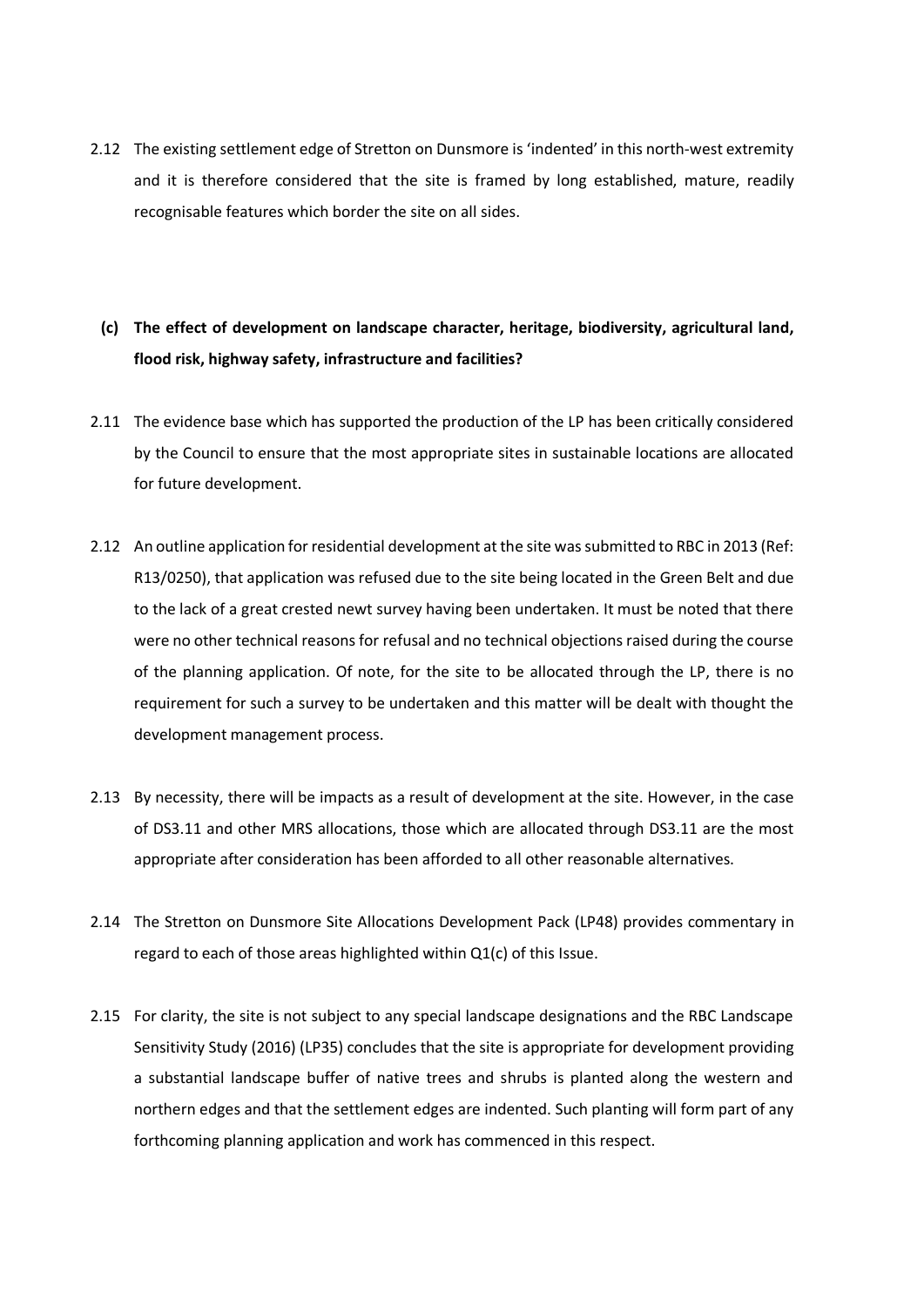2.12 The existing settlement edge of Stretton on Dunsmore is 'indented' in this north-west extremity and it is therefore considered that the site is framed by long established, mature, readily recognisable features which border the site on all sides.

**(c) The effect of development on landscape character, heritage, biodiversity, agricultural land, flood risk, highway safety, infrastructure and facilities?**

2.11 The evidence base which has supported the production of the LP has been critically considered by the Council to ensure that the most appropriate sites in sustainable locations are allocated for future development.

2.12 An outline application for residential development at the site was submitted to RBC in 2013 (Ref: R13/0250), that application was refused due to the site being located in the Green Belt and due to the lack of a great crested newt survey having been undertaken. It must be noted that there were no other technical reasons for refusal and no technical objections raised during the course of the planning application. Of note, for the site to be allocated through the LP, there is no requirement for such a survey to be undertaken and this matter will be dealt with thought the development management process.

2.13 By necessity, there will be impacts as a result of development at the site. However, in the case of DS3.11 and other MRS allocations, those which are allocated through DS3.11 are the most appropriate after consideration has been afforded to all other reasonable alternatives.

2.14 The Stretton on Dunsmore Site Allocations Development Pack (LP48) provides commentary in regard to each of those areas highlighted within Q1(c) of this Issue.

2.15 For clarity, the site is not subject to any special landscape designations and the RBC Landscape Sensitivity Study (2016) (LP35) concludes that the site is appropriate for development providing a substantial landscape buffer of native trees and shrubs is planted along the western and northern edges and that the settlement edges are indented. Such planting will form part of any forthcoming planning application and work has commenced in this respect.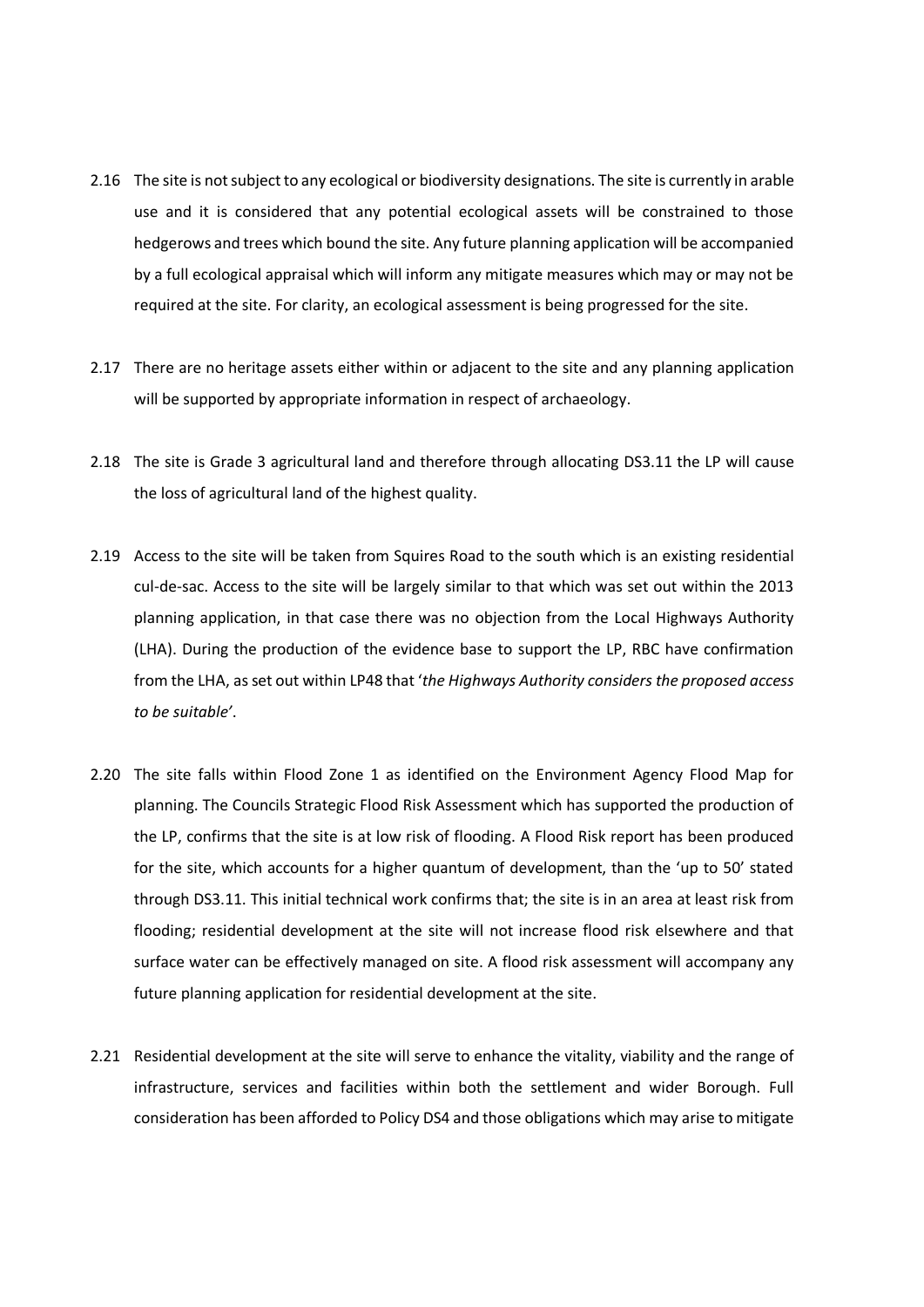2.16 The site is not subject to any ecological or biodiversity designations. The site is currently in arable use and it is considered that any potential ecological assets will be constrained to those hedgerows and trees which bound the site. Any future planning application will be accompanied by a full ecological appraisal which will inform any mitigate measures which may or may not be required at the site. For clarity, an ecological assessment is being progressed for the site.

2.17 There are no heritage assets either within or adjacent to the site and any planning application will be supported by appropriate information in respect of archaeology.

2.18 The site is Grade 3 agricultural land and therefore through allocating DS3.11 the LP will cause the loss of agricultural land of the highest quality.

2.19 Access to the site will be taken from Squires Road to the south which is an existing residential cul-de-sac. Access to the site will be largely similar to that which was set out within the 2013 planning application, in that case there was no objection from the Local Highways Authority (LHA). During the production of the evidence base to support the LP, RBC have confirmation from the LHA, as set out within LP48 that '*the Highways Authority considers the proposed access to be suitable'*.

2.20 The site falls within Flood Zone 1 as identified on the Environment Agency Flood Map for planning. The Councils Strategic Flood Risk Assessment which has supported the production of the LP, confirms that the site is at low risk of flooding. A Flood Risk report has been produced for the site, which accounts for a higher quantum of development, than the 'up to 50' stated through DS3.11. This initial technical work confirms that; the site is in an area at least risk from flooding; residential development at the site will not increase flood risk elsewhere and that surface water can be effectively managed on site. A flood risk assessment will accompany any future planning application for residential development at the site.

2.21 Residential development at the site will serve to enhance the vitality, viability and the range of infrastructure, services and facilities within both the settlement and wider Borough. Full consideration has been afforded to Policy DS4 and those obligations which may arise to mitigate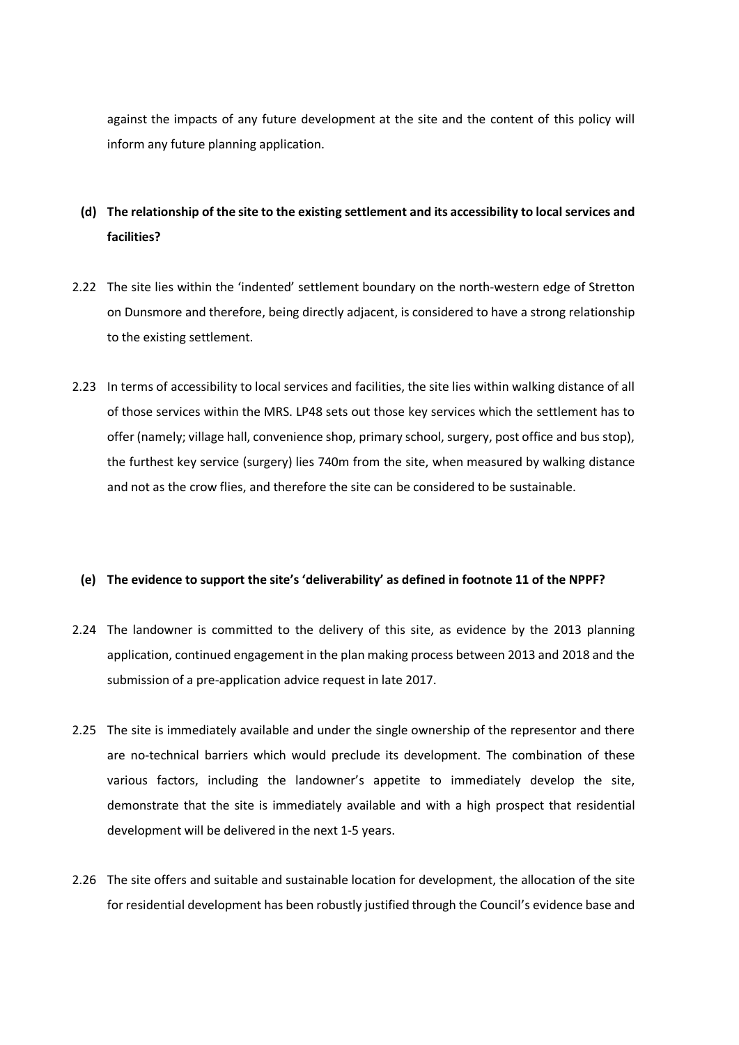against the impacts of any future development at the site and the content of this policy will inform any future planning application.

**(d) The relationship of the site to the existing settlement and its accessibility to local services and facilities?**

2.22 The site lies within the 'indented' settlement boundary on the north-western edge of Stretton on Dunsmore and therefore, being directly adjacent, is considered to have a strong relationship to the existing settlement.

2.23 In terms of accessibility to local services and facilities, the site lies within walking distance of all of those services within the MRS. LP48 sets out those key services which the settlement has to offer (namely; village hall, convenience shop, primary school, surgery, post office and bus stop), the furthest key service (surgery) lies 740m from the site, when measured by walking distance and not as the crow flies, and therefore the site can be considered to be sustainable.

**(e) The evidence to support the site's 'deliverability' as defined in footnote 11 of the NPPF?**

2.24 The landowner is committed to the delivery of this site, as evidence by the 2013 planning application, continued engagement in the plan making process between 2013 and 2018 and the submission of a pre-application advice request in late 2017.

2.25 The site is immediately available and under the single ownership of the representor and there are no-technical barriers which would preclude its development. The combination of these various factors, including the landowner's appetite to immediately develop the site, demonstrate that the site is immediately available and with a high prospect that residential development will be delivered in the next 1-5 years.

2.26 The site offers and suitable and sustainable location for development, the allocation of the site for residential development has been robustly justified through the Council's evidence base and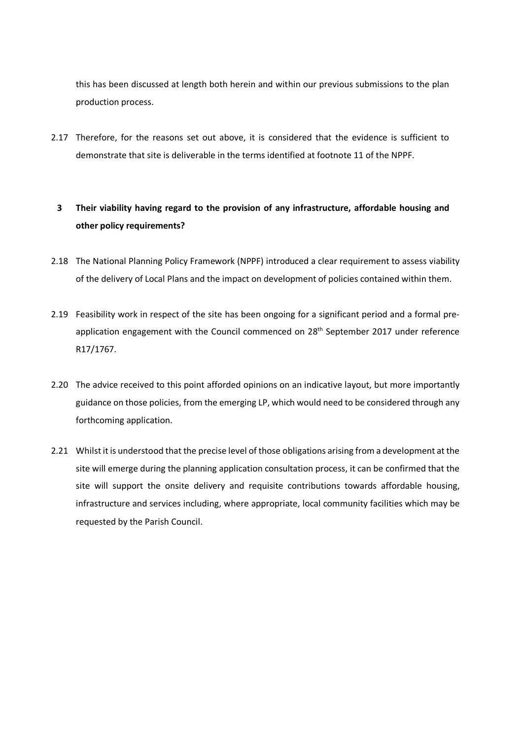this has been discussed at length both herein and within our previous submissions to the plan production process.

2.17 Therefore, for the reasons set out above, it is considered that the evidence is sufficient to demonstrate that site is deliverable in the terms identified at footnote 11 of the NPPF.

**3 Their viability having regard to the provision of any infrastructure, affordable housing and other policy requirements?**

2.18 The National Planning Policy Framework (NPPF) introduced a clear requirement to assess viability of the delivery of Local Plans and the impact on development of policies contained within them.

2.19 Feasibility work in respect of the site has been ongoing for a significant period and a formal pre-application engagement with the Council commenced on 28th September 2017 under reference R17/1767.

2.20 The advice received to this point afforded opinions on an indicative layout, but more importantly guidance on those policies, from the emerging LP, which would need to be considered through any forthcoming application.

2.21 Whilst it is understood that the precise level of those obligations arising from a development at the site will emerge during the planning application consultation process, it can be confirmed that the site will support the onsite delivery and requisite contributions towards affordable housing, infrastructure and services including, where appropriate, local community facilities which may be requested by the Parish Council.